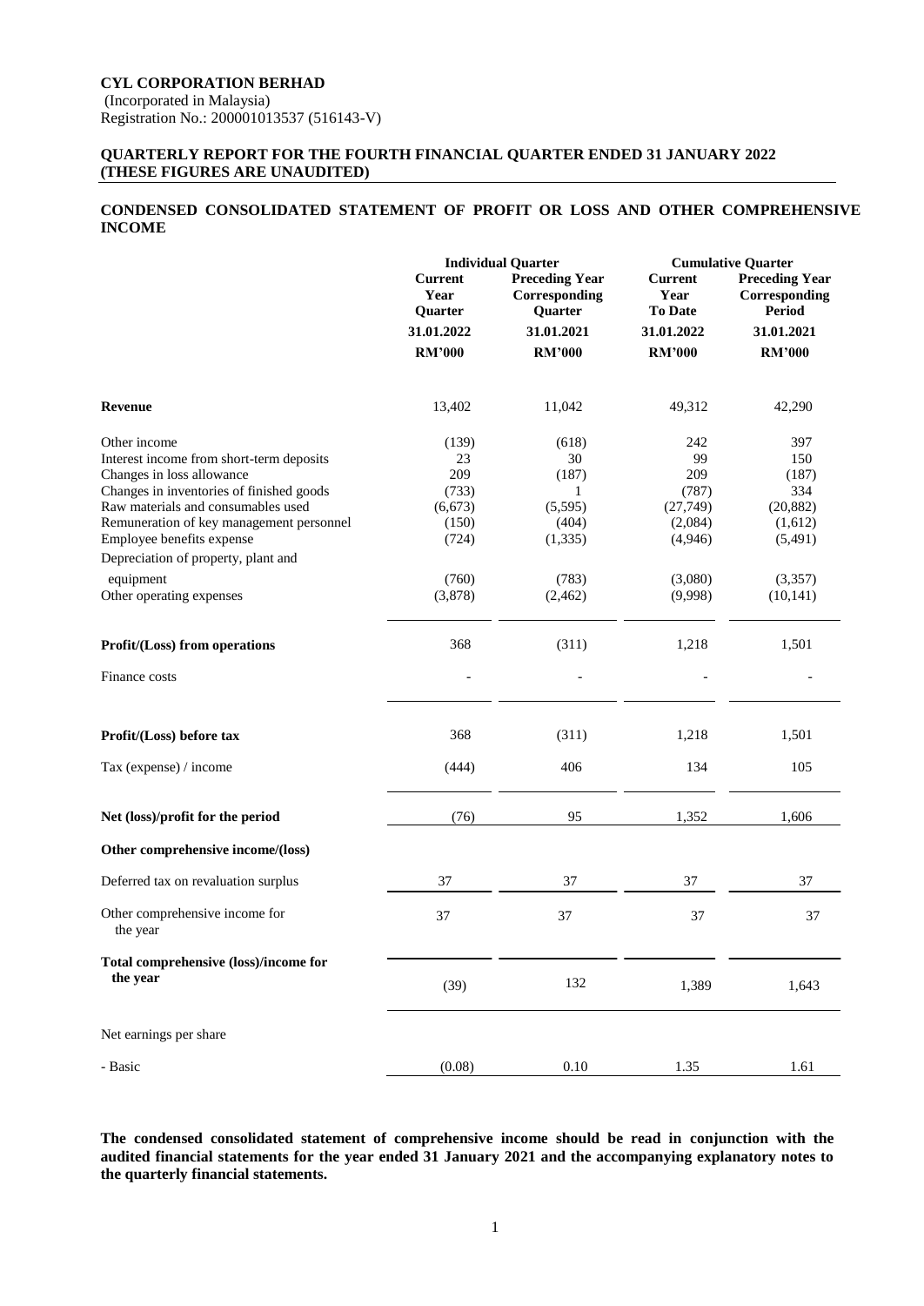**CYL CORPORATION BERHAD**
(Incorporated in Malaysia)
Registration No.: 200001013537 (516143-V)

**QUARTERLY REPORT FOR THE FOURTH FINANCIAL QUARTER ENDED 31 JANUARY 2022 (THESE FIGURES ARE UNAUDITED)**

## CONDENSED CONSOLIDATED STATEMENT OF PROFIT OR LOSS AND OTHER COMPREHENSIVE INCOME

| | Individual Quarter | | Cumulative Quarter | |
|---|---|---|---|---|
| | Current Year Quarter | Preceding Year Corresponding Quarter | Current Year To Date | Preceding Year Corresponding Period |
| | 31.01.2022 | 31.01.2021 | 31.01.2022 | 31.01.2021 |
| | RM'000 | RM'000 | RM'000 | RM'000 |
| **Revenue** | 13,402 | 11,042 | 49,312 | 42,290 |
| Other income | (139) | (618) | 242 | 397 |
| Interest income from short-term deposits | 23 | 30 | 99 | 150 |
| Changes in loss allowance | 209 | (187) | 209 | (187) |
| Changes in inventories of finished goods | (733) | 1 | (787) | 334 |
| Raw materials and consumables used | (6,673) | (5,595) | (27,749) | (20,882) |
| Remuneration of key management personnel | (150) | (404) | (2,084) | (1,612) |
| Employee benefits expense | (724) | (1,335) | (4,946) | (5,491) |
| Depreciation of property, plant and equipment | (760) | (783) | (3,080) | (3,357) |
| Other operating expenses | (3,878) | (2,462) | (9,998) | (10,141) |
| **Profit/(Loss) from operations** | 368 | (311) | 1,218 | 1,501 |
| Finance costs | - | - | - | - |
| **Profit/(Loss) before tax** | 368 | (311) | 1,218 | 1,501 |
| Tax (expense) / income | (444) | 406 | 134 | 105 |
| **Net (loss)/profit for the period** | (76) | 95 | 1,352 | 1,606 |
| **Other comprehensive income/(loss)** | | | | |
| Deferred tax on revaluation surplus | 37 | 37 | 37 | 37 |
| Other comprehensive income for the year | 37 | 37 | 37 | 37 |
| **Total comprehensive (loss)/income for the year** | (39) | 132 | 1,389 | 1,643 |
| Net earnings per share | | | | |
| - Basic | (0.08) | 0.10 | 1.35 | 1.61 |

**The condensed consolidated statement of comprehensive income should be read in conjunction with the audited financial statements for the year ended 31 January 2021 and the accompanying explanatory notes to the quarterly financial statements.**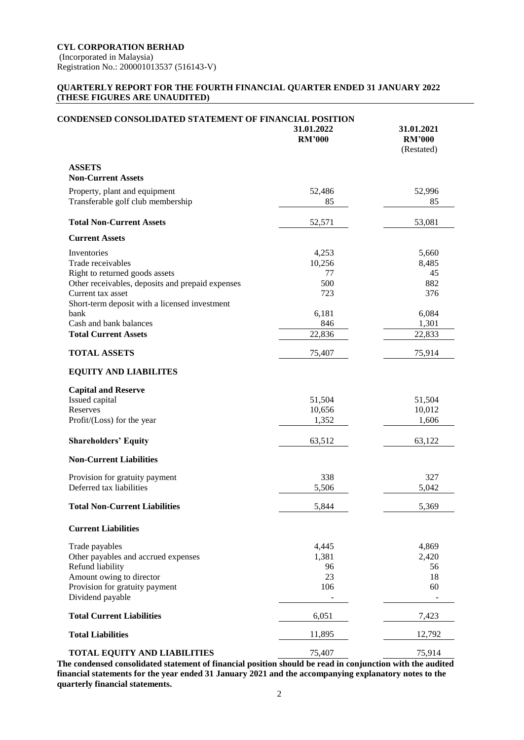**CYL CORPORATION BERHAD**
(Incorporated in Malaysia)
Registration No.: 200001013537 (516143-V)

**QUARTERLY REPORT FOR THE FOURTH FINANCIAL QUARTER ENDED 31 JANUARY 2022**
**(THESE FIGURES ARE UNAUDITED)**

**CONDENSED CONSOLIDATED STATEMENT OF FINANCIAL POSITION**

| | 31.01.2022 RM'000 | 31.01.2021 RM'000 (Restated) |
|---|---|---|
| **ASSETS** | | |
| **Non-Current Assets** | | |
| Property, plant and equipment | 52,486 | 52,996 |
| Transferable golf club membership | 85 | 85 |
| **Total Non-Current Assets** | 52,571 | 53,081 |
| **Current Assets** | | |
| Inventories | 4,253 | 5,660 |
| Trade receivables | 10,256 | 8,485 |
| Right to returned goods assets | 77 | 45 |
| Other receivables, deposits and prepaid expenses | 500 | 882 |
| Current tax asset | 723 | 376 |
| Short-term deposit with a licensed investment bank | 6,181 | 6,084 |
| Cash and bank balances | 846 | 1,301 |
| **Total Current Assets** | 22,836 | 22,833 |
| **TOTAL ASSETS** | 75,407 | 75,914 |
| **EQUITY AND LIABILITES** | | |
| **Capital and Reserve** | | |
| Issued capital | 51,504 | 51,504 |
| Reserves | 10,656 | 10,012 |
| Profit/(Loss) for the year | 1,352 | 1,606 |
| **Shareholders' Equity** | 63,512 | 63,122 |
| **Non-Current Liabilities** | | |
| Provision for gratuity payment | 338 | 327 |
| Deferred tax liabilities | 5,506 | 5,042 |
| **Total Non-Current Liabilities** | 5,844 | 5,369 |
| **Current Liabilities** | | |
| Trade payables | 4,445 | 4,869 |
| Other payables and accrued expenses | 1,381 | 2,420 |
| Refund liability | 96 | 56 |
| Amount owing to director | 23 | 18 |
| Provision for gratuity payment | 106 | 60 |
| Dividend payable | - | - |
| **Total Current Liabilities** | 6,051 | 7,423 |
| **Total Liabilities** | 11,895 | 12,792 |
| **TOTAL EQUITY AND LIABILITIES** | 75,407 | 75,914 |

**The condensed consolidated statement of financial position should be read in conjunction with the audited financial statements for the year ended 31 January 2021 and the accompanying explanatory notes to the quarterly financial statements.**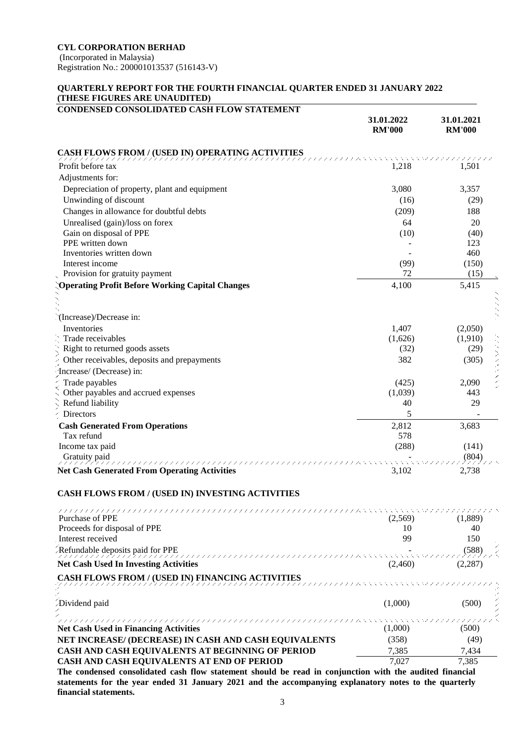**CYL CORPORATION BERHAD**
(Incorporated in Malaysia)
Registration No.: 200001013537 (516143-V)

**QUARTERLY REPORT FOR THE FOURTH FINANCIAL QUARTER ENDED 31 JANUARY 2022**
**(THESE FIGURES ARE UNAUDITED)**

**CONDENSED CONSOLIDATED CASH FLOW STATEMENT**

| | 31.01.2022 RM'000 | 31.01.2021 RM'000 |
|---|---|---|
| **CASH FLOWS FROM / (USED IN) OPERATING ACTIVITIES** | | |
| Profit before tax | 1,218 | 1,501 |
| Adjustments for: | | |
| Depreciation of property, plant and equipment | 3,080 | 3,357 |
| Unwinding of discount | (16) | (29) |
| Changes in allowance for doubtful debts | (209) | 188 |
| Unrealised (gain)/loss on forex | 64 | 20 |
| Gain on disposal of PPE | (10) | (40) |
| PPE written down | - | 123 |
| Inventories written down | - | 460 |
| Interest income | (99) | (150) |
| Provision for gratuity payment | 72 | (15) |
| **Operating Profit Before Working Capital Changes** | 4,100 | 5,415 |
| (Increase)/Decrease in: | | |
| Inventories | 1,407 | (2,050) |
| Trade receivables | (1,626) | (1,910) |
| Right to returned goods assets | (32) | (29) |
| Other receivables, deposits and prepayments | 382 | (305) |
| Increase/ (Decrease) in: | | |
| Trade payables | (425) | 2,090 |
| Other payables and accrued expenses | (1,039) | 443 |
| Refund liability | 40 | 29 |
| Directors | 5 | - |
| **Cash Generated From Operations** | 2,812 | 3,683 |
| Tax refund | 578 | |
| Income tax paid | (288) | (141) |
| Gratuity paid | - | (804) |
| **Net Cash Generated From Operating Activities** | 3,102 | 2,738 |
| **CASH FLOWS FROM / (USED IN) INVESTING ACTIVITIES** | | |
| Purchase of PPE | (2,569) | (1,889) |
| Proceeds for disposal of PPE | 10 | 40 |
| Interest received | 99 | 150 |
| Refundable deposits paid for PPE | - | (588) |
| **Net Cash Used In Investing Activities** | (2,460) | (2,287) |
| **CASH FLOWS FROM / (USED IN) FINANCING ACTIVITIES** | | |
| Dividend paid | (1,000) | (500) |
| **Net Cash Used in Financing Activities** | (1,000) | (500) |
| **NET INCREASE/ (DECREASE) IN CASH AND CASH EQUIVALENTS** | (358) | (49) |
| **CASH AND CASH EQUIVALENTS AT BEGINNING OF PERIOD** | 7,385 | 7,434 |
| **CASH AND CASH EQUIVALENTS AT END OF PERIOD** | 7,027 | 7,385 |

**The condensed consolidated cash flow statement should be read in conjunction with the audited financial statements for the year ended 31 January 2021 and the accompanying explanatory notes to the quarterly financial statements.**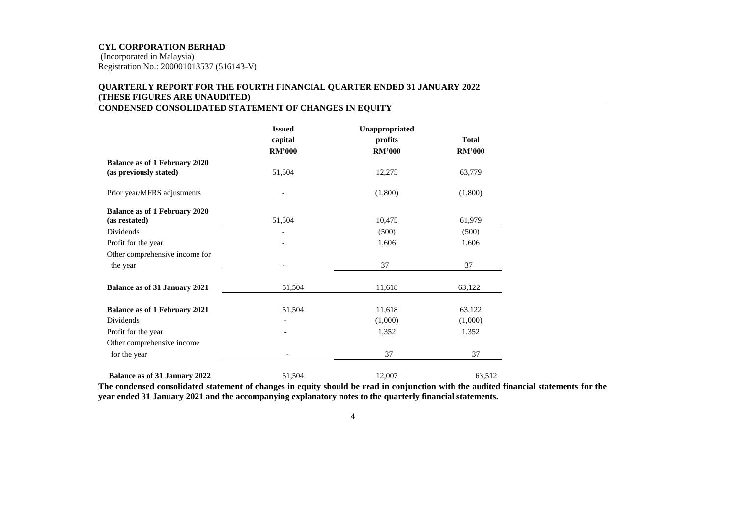**CYL CORPORATION BERHAD**
(Incorporated in Malaysia)
Registration No.: 200001013537 (516143-V)

**QUARTERLY REPORT FOR THE FOURTH FINANCIAL QUARTER ENDED 31 JANUARY 2022**
**(THESE FIGURES ARE UNAUDITED)**

**CONDENSED CONSOLIDATED STATEMENT OF CHANGES IN EQUITY**

| | Issued capital RM'000 | Unappropriated profits RM'000 | Total RM'000 |
|---|---|---|---|
| **Balance as of 1 February 2020 (as previously stated)** | 51,504 | 12,275 | 63,779 |
| Prior year/MFRS adjustments | - | (1,800) | (1,800) |
| **Balance as of 1 February 2020 (as restated)** | 51,504 | 10,475 | 61,979 |
| Dividends | - | (500) | (500) |
| Profit for the year | - | 1,606 | 1,606 |
| Other comprehensive income for the year | - | 37 | 37 |
| **Balance as of 31 January 2021** | 51,504 | 11,618 | 63,122 |
| **Balance as of 1 February 2021** | 51,504 | 11,618 | 63,122 |
| Dividends | - | (1,000) | (1,000) |
| Profit for the year | - | 1,352 | 1,352 |
| Other comprehensive income for the year | - | 37 | 37 |
| **Balance as of 31 January 2022** | 51,504 | 12,007 | 63,512 |

**The condensed consolidated statement of changes in equity should be read in conjunction with the audited financial statements for the year ended 31 January 2021 and the accompanying explanatory notes to the quarterly financial statements.**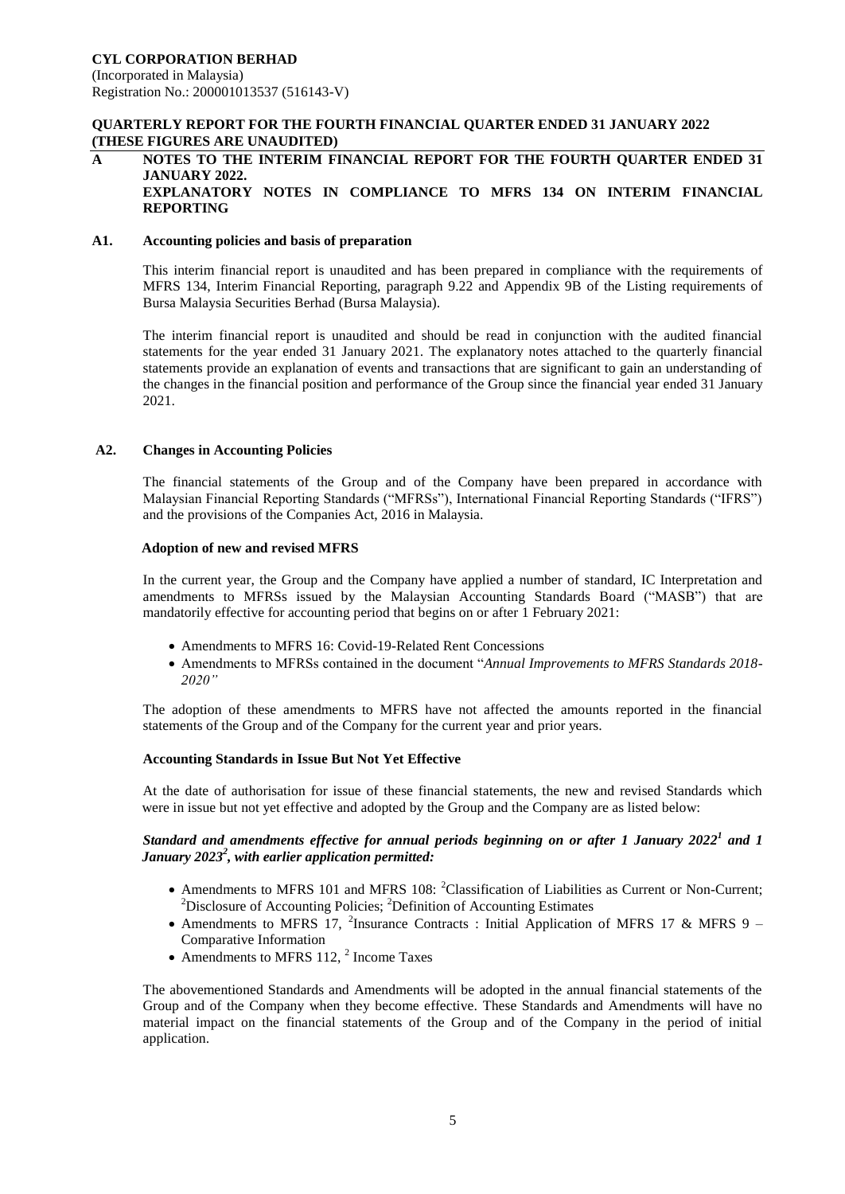**CYL CORPORATION BERHAD**
(Incorporated in Malaysia)
Registration No.: 200001013537 (516143-V)

**QUARTERLY REPORT FOR THE FOURTH FINANCIAL QUARTER ENDED 31 JANUARY 2022 (THESE FIGURES ARE UNAUDITED)**

## A NOTES TO THE INTERIM FINANCIAL REPORT FOR THE FOURTH QUARTER ENDED 31 JANUARY 2022. EXPLANATORY NOTES IN COMPLIANCE TO MFRS 134 ON INTERIM FINANCIAL REPORTING

### A1. Accounting policies and basis of preparation

This interim financial report is unaudited and has been prepared in compliance with the requirements of MFRS 134, Interim Financial Reporting, paragraph 9.22 and Appendix 9B of the Listing requirements of Bursa Malaysia Securities Berhad (Bursa Malaysia).

The interim financial report is unaudited and should be read in conjunction with the audited financial statements for the year ended 31 January 2021. The explanatory notes attached to the quarterly financial statements provide an explanation of events and transactions that are significant to gain an understanding of the changes in the financial position and performance of the Group since the financial year ended 31 January 2021.

### A2. Changes in Accounting Policies

The financial statements of the Group and of the Company have been prepared in accordance with Malaysian Financial Reporting Standards ("MFRSs"), International Financial Reporting Standards ("IFRS") and the provisions of the Companies Act, 2016 in Malaysia.

**Adoption of new and revised MFRS**

In the current year, the Group and the Company have applied a number of standard, IC Interpretation and amendments to MFRSs issued by the Malaysian Accounting Standards Board ("MASB") that are mandatorily effective for accounting period that begins on or after 1 February 2021:

- Amendments to MFRS 16: Covid-19-Related Rent Concessions
- Amendments to MFRSs contained in the document "*Annual Improvements to MFRS Standards 2018-2020"*

The adoption of these amendments to MFRS have not affected the amounts reported in the financial statements of the Group and of the Company for the current year and prior years.

**Accounting Standards in Issue But Not Yet Effective**

At the date of authorisation for issue of these financial statements, the new and revised Standards which were in issue but not yet effective and adopted by the Group and the Company are as listed below:

***Standard and amendments effective for annual periods beginning on or after 1 January 2022[1] and 1 January 2023[2], with earlier application permitted:***

- Amendments to MFRS 101 and MFRS 108: [2]Classification of Liabilities as Current or Non-Current; [2]Disclosure of Accounting Policies; [2]Definition of Accounting Estimates
- Amendments to MFRS 17, [2]Insurance Contracts : Initial Application of MFRS 17 & MFRS 9 – Comparative Information
- Amendments to MFRS 112, [2] Income Taxes

The abovementioned Standards and Amendments will be adopted in the annual financial statements of the Group and of the Company when they become effective. These Standards and Amendments will have no material impact on the financial statements of the Group and of the Company in the period of initial application.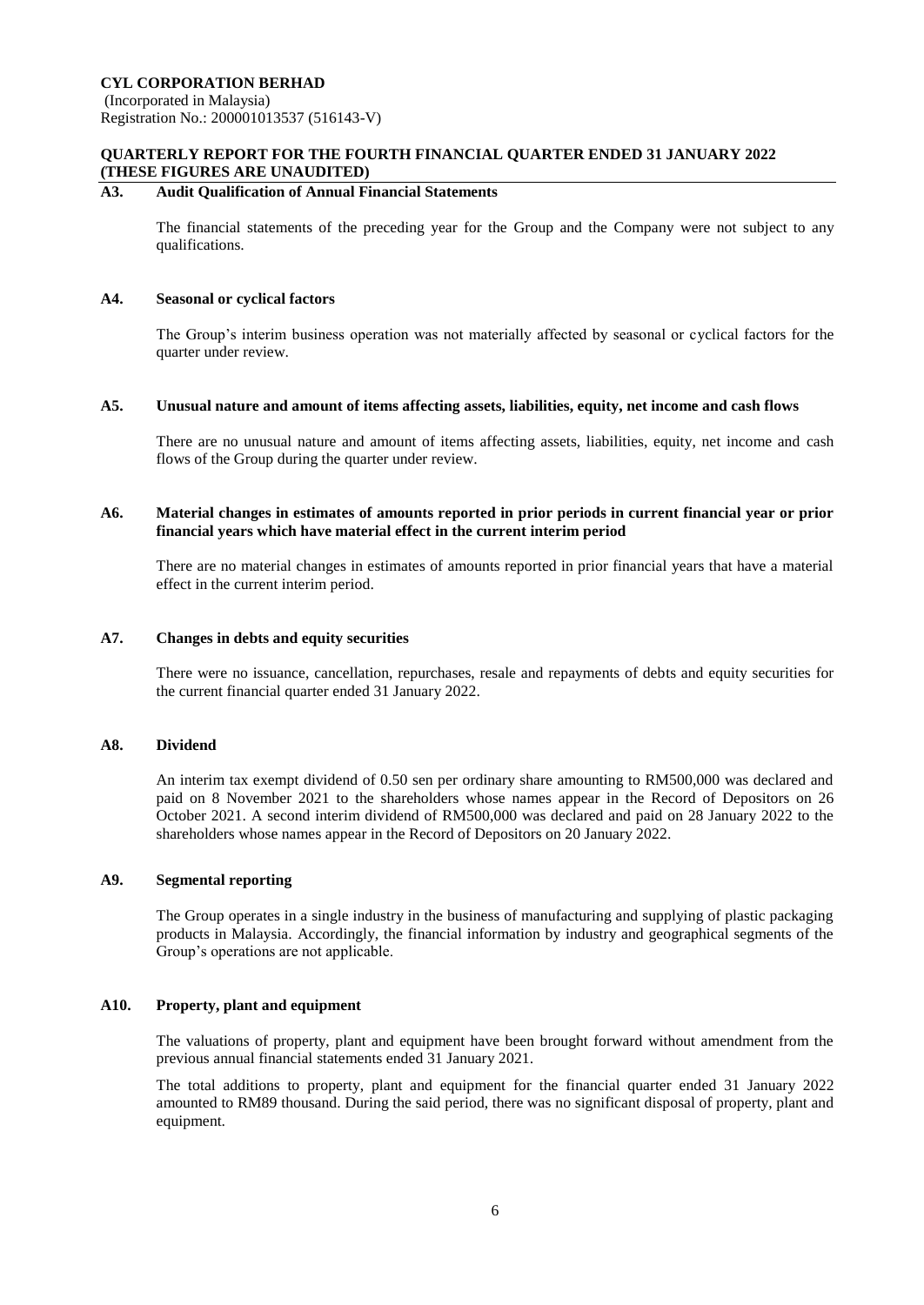### A3. Audit Qualification of Annual Financial Statements

The financial statements of the preceding year for the Group and the Company were not subject to any qualifications.

### A4. Seasonal or cyclical factors

The Group's interim business operation was not materially affected by seasonal or cyclical factors for the quarter under review.

### A5. Unusual nature and amount of items affecting assets, liabilities, equity, net income and cash flows

There are no unusual nature and amount of items affecting assets, liabilities, equity, net income and cash flows of the Group during the quarter under review.

### A6. Material changes in estimates of amounts reported in prior periods in current financial year or prior financial years which have material effect in the current interim period

There are no material changes in estimates of amounts reported in prior financial years that have a material effect in the current interim period.

### A7. Changes in debts and equity securities

There were no issuance, cancellation, repurchases, resale and repayments of debts and equity securities for the current financial quarter ended 31 January 2022.

### A8. Dividend

An interim tax exempt dividend of 0.50 sen per ordinary share amounting to RM500,000 was declared and paid on 8 November 2021 to the shareholders whose names appear in the Record of Depositors on 26 October 2021. A second interim dividend of RM500,000 was declared and paid on 28 January 2022 to the shareholders whose names appear in the Record of Depositors on 20 January 2022.

### A9. Segmental reporting

The Group operates in a single industry in the business of manufacturing and supplying of plastic packaging products in Malaysia. Accordingly, the financial information by industry and geographical segments of the Group's operations are not applicable.

### A10. Property, plant and equipment

The valuations of property, plant and equipment have been brought forward without amendment from the previous annual financial statements ended 31 January 2021.

The total additions to property, plant and equipment for the financial quarter ended 31 January 2022 amounted to RM89 thousand. During the said period, there was no significant disposal of property, plant and equipment.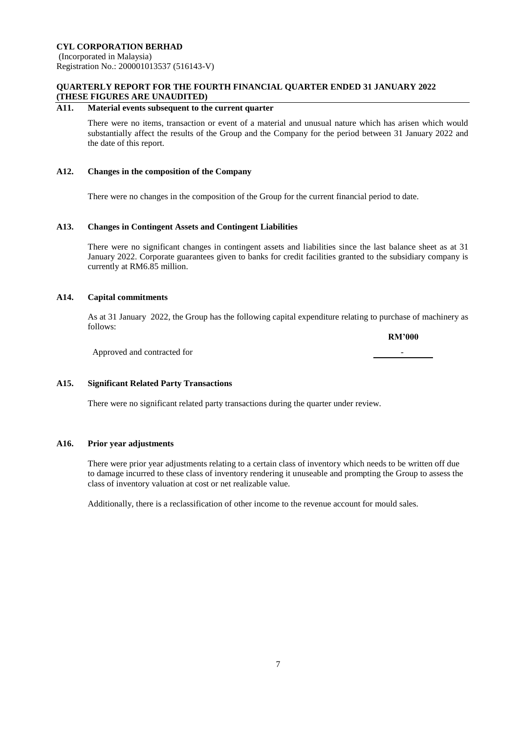**CYL CORPORATION BERHAD**
(Incorporated in Malaysia)
Registration No.: 200001013537 (516143-V)

**QUARTERLY REPORT FOR THE FOURTH FINANCIAL QUARTER ENDED 31 JANUARY 2022 (THESE FIGURES ARE UNAUDITED)**

### A11. Material events subsequent to the current quarter

There were no items, transaction or event of a material and unusual nature which has arisen which would substantially affect the results of the Group and the Company for the period between 31 January 2022 and the date of this report.

### A12. Changes in the composition of the Company

There were no changes in the composition of the Group for the current financial period to date.

### A13. Changes in Contingent Assets and Contingent Liabilities

There were no significant changes in contingent assets and liabilities since the last balance sheet as at 31 January 2022. Corporate guarantees given to banks for credit facilities granted to the subsidiary company is currently at RM6.85 million.

### A14. Capital commitments

As at 31 January 2022, the Group has the following capital expenditure relating to purchase of machinery as follows:

| | RM'000 |
|---|---|
| Approved and contracted for | - |

### A15. Significant Related Party Transactions

There were no significant related party transactions during the quarter under review.

### A16. Prior year adjustments

There were prior year adjustments relating to a certain class of inventory which needs to be written off due to damage incurred to these class of inventory rendering it unuseable and prompting the Group to assess the class of inventory valuation at cost or net realizable value.

Additionally, there is a reclassification of other income to the revenue account for mould sales.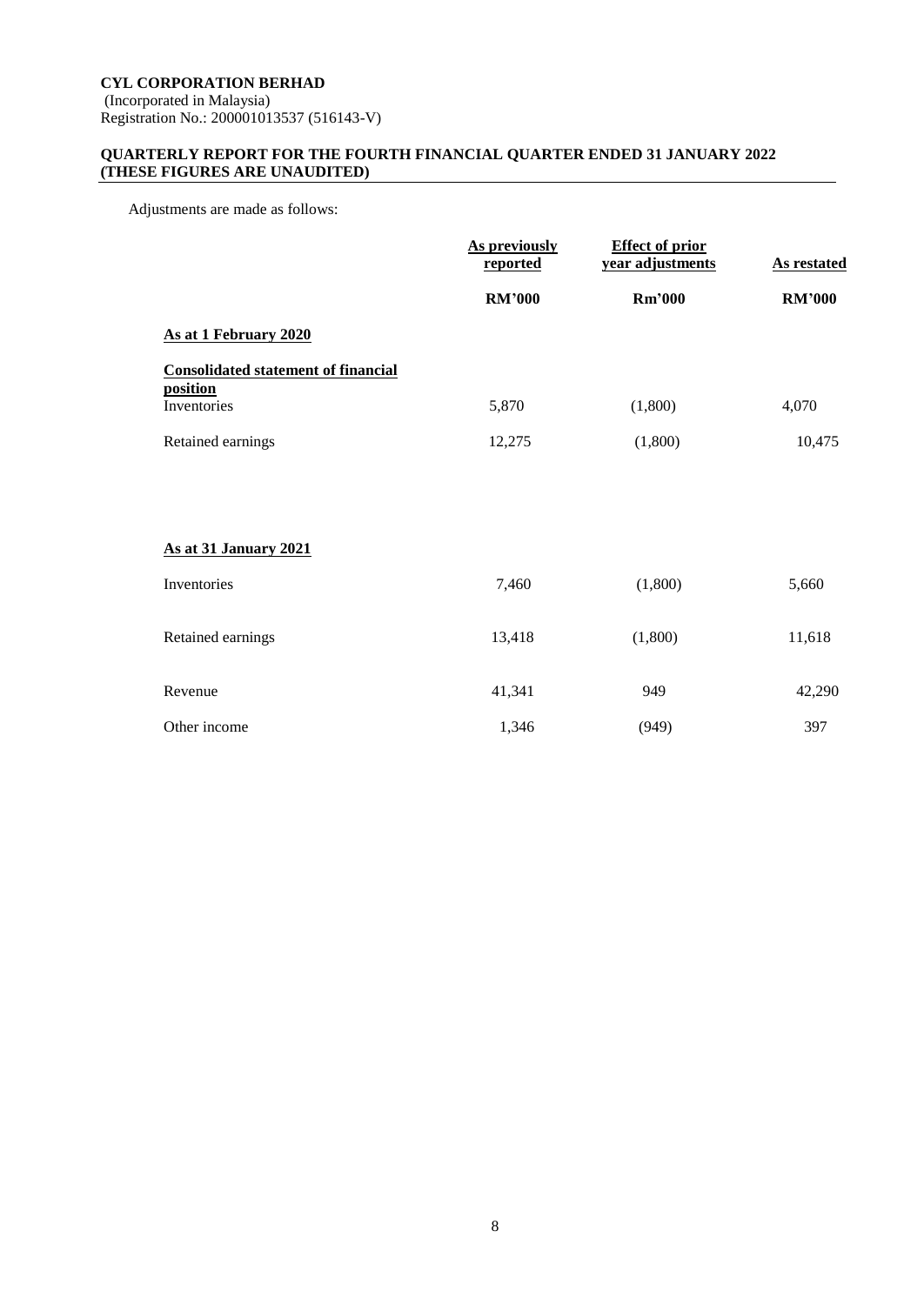Adjustments are made as follows:

| | As previously reported | Effect of prior year adjustments | As restated |
|---|---|---|---|
| | RM'000 | Rm'000 | RM'000 |
| **As at 1 February 2020** | | | |
| **Consolidated statement of financial position** | | | |
| Inventories | 5,870 | (1,800) | 4,070 |
| Retained earnings | 12,275 | (1,800) | 10,475 |
| **As at 31 January 2021** | | | |
| Inventories | 7,460 | (1,800) | 5,660 |
| Retained earnings | 13,418 | (1,800) | 11,618 |
| Revenue | 41,341 | 949 | 42,290 |
| Other income | 1,346 | (949) | 397 |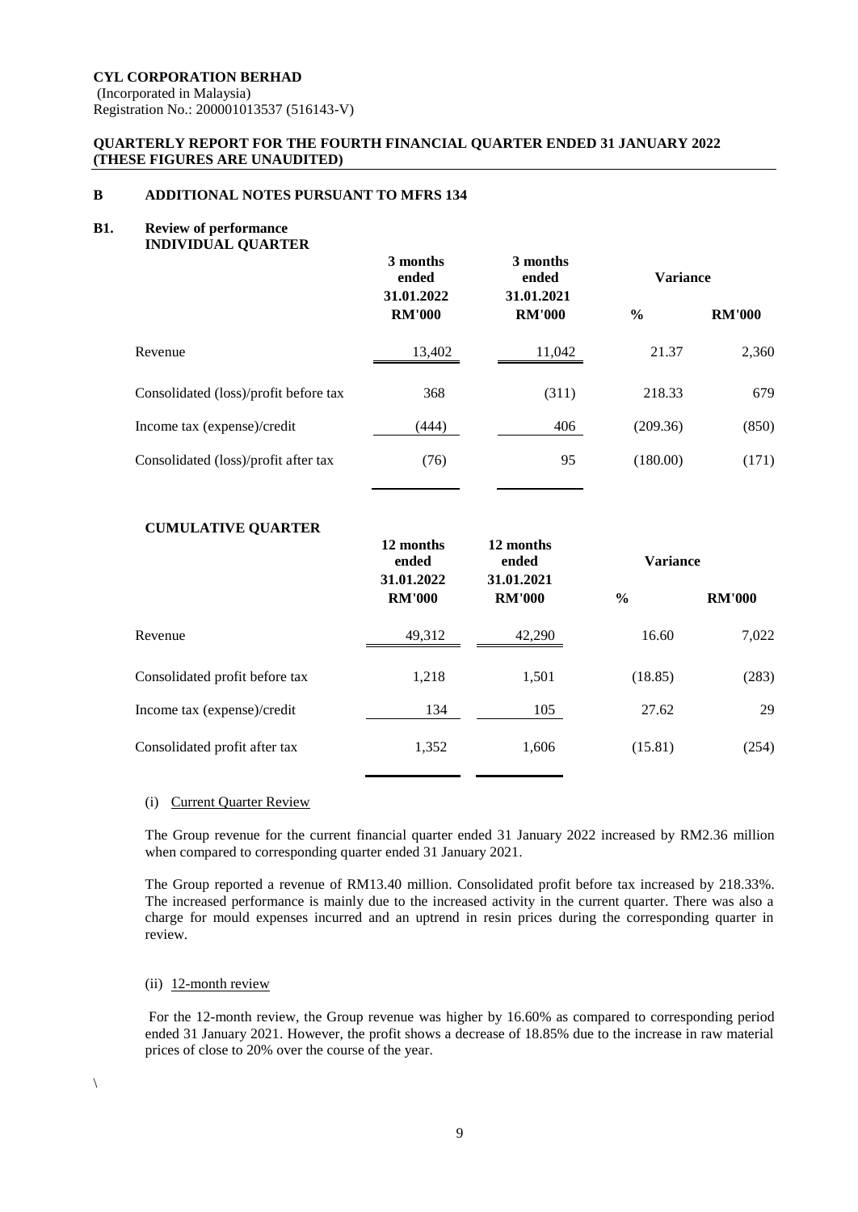**CYL CORPORATION BERHAD**
(Incorporated in Malaysia)
Registration No.: 200001013537 (516143-V)

**QUARTERLY REPORT FOR THE FOURTH FINANCIAL QUARTER ENDED 31 JANUARY 2022**
**(THESE FIGURES ARE UNAUDITED)**

## B ADDITIONAL NOTES PURSUANT TO MFRS 134

### B1. Review of performance

**INDIVIDUAL QUARTER**

| | 3 months ended 31.01.2022 | 3 months ended 31.01.2021 | Variance | |
|---|---|---|---|---|
| | RM'000 | RM'000 | % | RM'000 |
| Revenue | 13,402 | 11,042 | 21.37 | 2,360 |
| Consolidated (loss)/profit before tax | 368 | (311) | 218.33 | 679 |
| Income tax (expense)/credit | (444) | 406 | (209.36) | (850) |
| Consolidated (loss)/profit after tax | (76) | 95 | (180.00) | (171) |

**CUMULATIVE QUARTER**

| | 12 months ended 31.01.2022 | 12 months ended 31.01.2021 | Variance | |
|---|---|---|---|---|
| | RM'000 | RM'000 | % | RM'000 |
| Revenue | 49,312 | 42,290 | 16.60 | 7,022 |
| Consolidated profit before tax | 1,218 | 1,501 | (18.85) | (283) |
| Income tax (expense)/credit | 134 | 105 | 27.62 | 29 |
| Consolidated profit after tax | 1,352 | 1,606 | (15.81) | (254) |

(i) Current Quarter Review

The Group revenue for the current financial quarter ended 31 January 2022 increased by RM2.36 million when compared to corresponding quarter ended 31 January 2021.

The Group reported a revenue of RM13.40 million. Consolidated profit before tax increased by 218.33%. The increased performance is mainly due to the increased activity in the current quarter. There was also a charge for mould expenses incurred and an uptrend in resin prices during the corresponding quarter in review.

(ii) 12-month review

For the 12-month review, the Group revenue was higher by 16.60% as compared to corresponding period ended 31 January 2021. However, the profit shows a decrease of 18.85% due to the increase in raw material prices of close to 20% over the course of the year.

\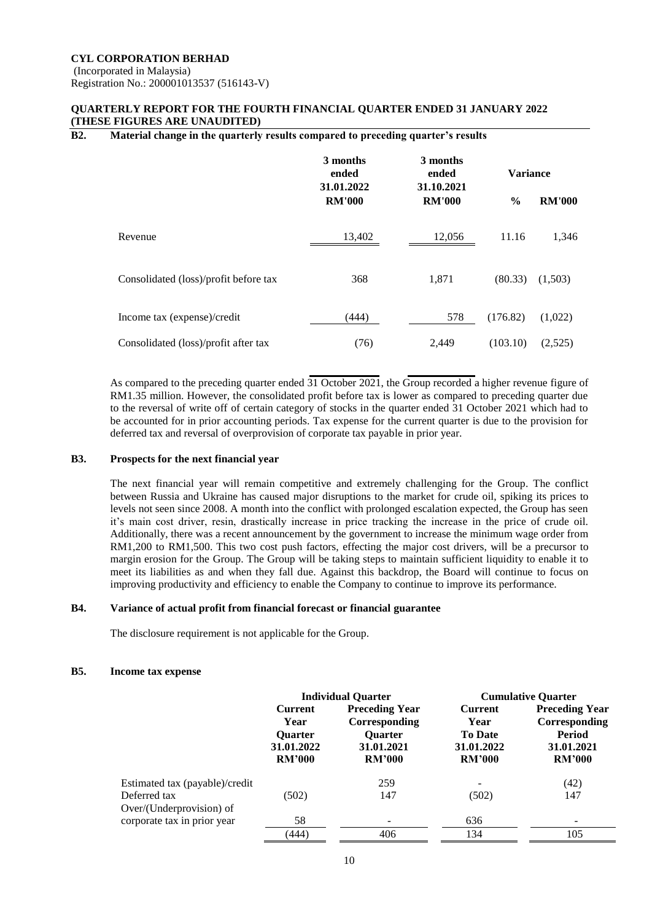**CYL CORPORATION BERHAD**
(Incorporated in Malaysia)
Registration No.: 200001013537 (516143-V)

**QUARTERLY REPORT FOR THE FOURTH FINANCIAL QUARTER ENDED 31 JANUARY 2022**
**(THESE FIGURES ARE UNAUDITED)**

## B2. Material change in the quarterly results compared to preceding quarter's results

| | 3 months ended 31.01.2022 | 3 months ended 31.10.2021 | Variance | |
|---|---|---|---|---|
| | RM'000 | RM'000 | % | RM'000 |
| Revenue | 13,402 | 12,056 | 11.16 | 1,346 |
| Consolidated (loss)/profit before tax | 368 | 1,871 | (80.33) | (1,503) |
| Income tax (expense)/credit | (444) | 578 | (176.82) | (1,022) |
| Consolidated (loss)/profit after tax | (76) | 2,449 | (103.10) | (2,525) |

As compared to the preceding quarter ended 31 October 2021, the Group recorded a higher revenue figure of RM1.35 million. However, the consolidated profit before tax is lower as compared to preceding quarter due to the reversal of write off of certain category of stocks in the quarter ended 31 October 2021 which had to be accounted for in prior accounting periods. Tax expense for the current quarter is due to the provision for deferred tax and reversal of overprovision of corporate tax payable in prior year.

## B3. Prospects for the next financial year

The next financial year will remain competitive and extremely challenging for the Group. The conflict between Russia and Ukraine has caused major disruptions to the market for crude oil, spiking its prices to levels not seen since 2008. A month into the conflict with prolonged escalation expected, the Group has seen it's main cost driver, resin, drastically increase in price tracking the increase in the price of crude oil. Additionally, there was a recent announcement by the government to increase the minimum wage order from RM1,200 to RM1,500. This two cost push factors, effecting the major cost drivers, will be a precursor to margin erosion for the Group. The Group will be taking steps to maintain sufficient liquidity to enable it to meet its liabilities as and when they fall due. Against this backdrop, the Board will continue to focus on improving productivity and efficiency to enable the Company to continue to improve its performance.

## B4. Variance of actual profit from financial forecast or financial guarantee

The disclosure requirement is not applicable for the Group.

## B5. Income tax expense

| | Individual Quarter | | Cumulative Quarter | |
|---|---|---|---|---|
| | Current Year Quarter 31.01.2022 RM'000 | Preceding Year Corresponding Quarter 31.01.2021 RM'000 | Current Year To Date 31.01.2022 RM'000 | Preceding Year Corresponding Period 31.01.2021 RM'000 |
| Estimated tax (payable)/credit | | 259 | - | (42) |
| Deferred tax | (502) | 147 | (502) | 147 |
| Over/(Underprovision) of corporate tax in prior year | 58 | - | 636 | - |
| | (444) | 406 | 134 | 105 |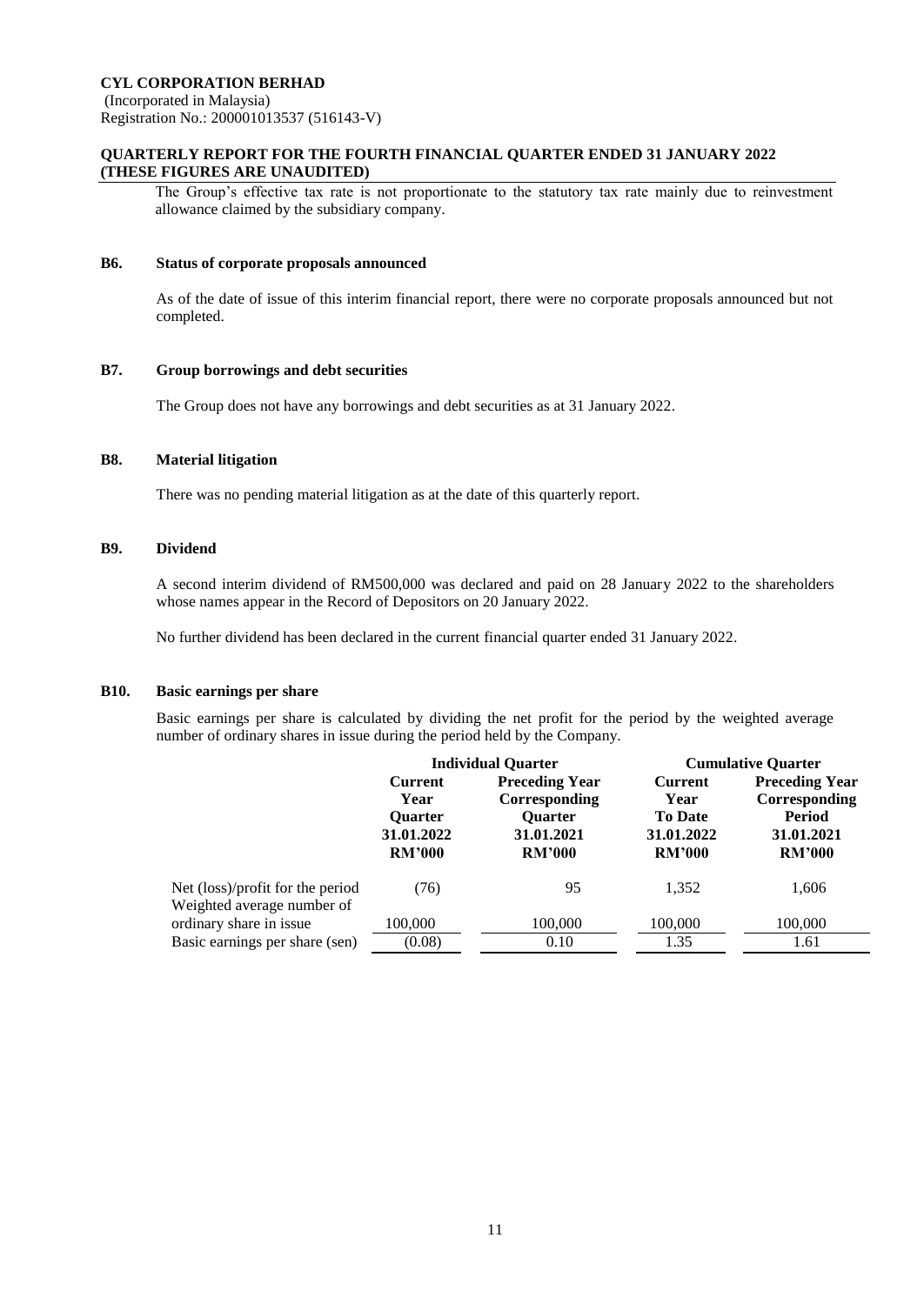The Group's effective tax rate is not proportionate to the statutory tax rate mainly due to reinvestment allowance claimed by the subsidiary company.

### B6. Status of corporate proposals announced

As of the date of issue of this interim financial report, there were no corporate proposals announced but not completed.

### B7. Group borrowings and debt securities

The Group does not have any borrowings and debt securities as at 31 January 2022.

### B8. Material litigation

There was no pending material litigation as at the date of this quarterly report.

### B9. Dividend

A second interim dividend of RM500,000 was declared and paid on 28 January 2022 to the shareholders whose names appear in the Record of Depositors on 20 January 2022.

No further dividend has been declared in the current financial quarter ended 31 January 2022.

### B10. Basic earnings per share

Basic earnings per share is calculated by dividing the net profit for the period by the weighted average number of ordinary shares in issue during the period held by the Company.

| | **Individual Quarter** | | **Cumulative Quarter** | |
|---|---|---|---|---|
| | **Current Year Quarter 31.01.2022 RM'000** | **Preceding Year Corresponding Quarter 31.01.2021 RM'000** | **Current Year To Date 31.01.2022 RM'000** | **Preceding Year Corresponding Period 31.01.2021 RM'000** |
| Net (loss)/profit for the period | (76) | 95 | 1,352 | 1,606 |
| Weighted average number of ordinary share in issue | 100,000 | 100,000 | 100,000 | 100,000 |
| Basic earnings per share (sen) | (0.08) | 0.10 | 1.35 | 1.61 |